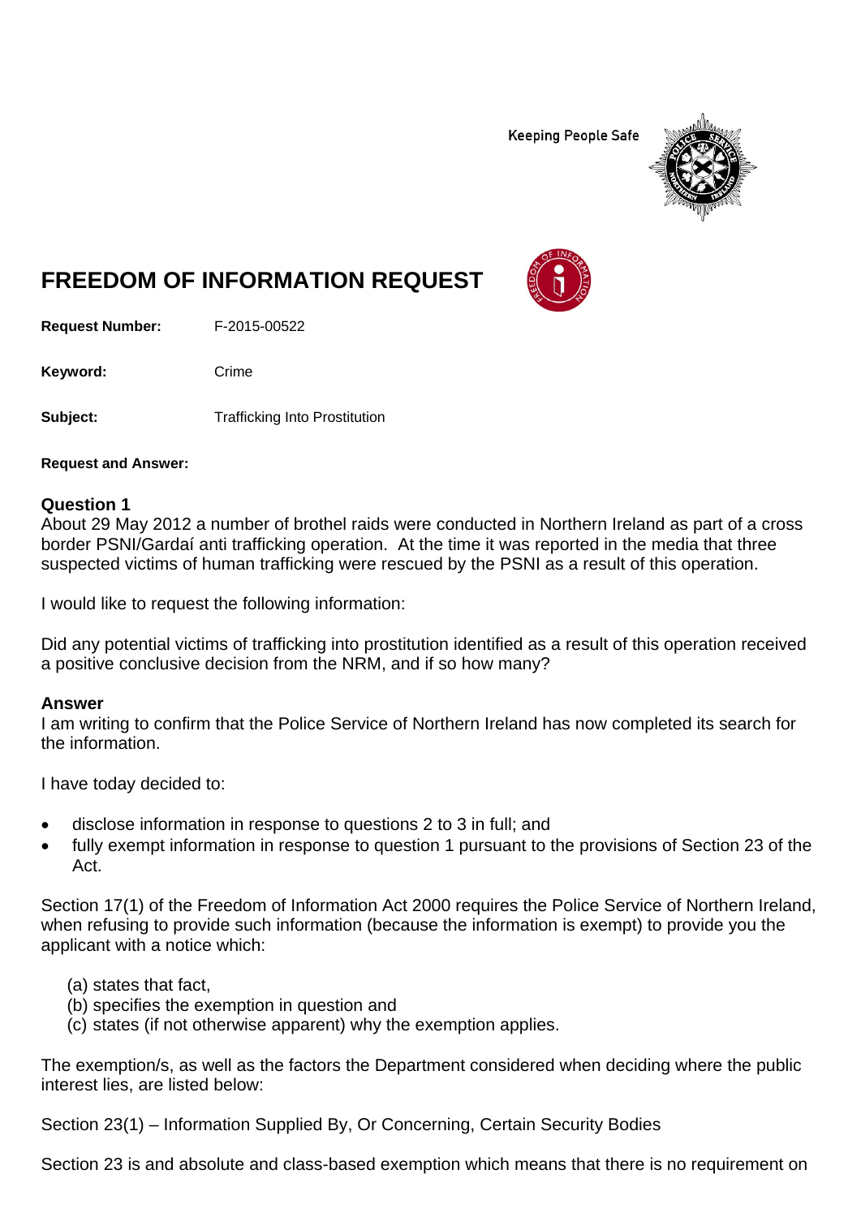Keeping People Safe

# FREEDOM OF INFORMATION REQUEST

**Request Number:** F-2015-00522

**Keyword:** Crime

**Subject:** Trafficking Into Prostitution

**Request and Answer:**

### Question 1

About 29 May 2012 a number of brothel raids were conducted in Northern Ireland as part of a cross border PSNI/Gardaí anti trafficking operation. At the time it was reported in the media that three suspected victims of human trafficking were rescued by the PSNI as a result of this operation.

I would like to request the following information:

Did any potential victims of trafficking into prostitution identified as a result of this operation received a positive conclusive decision from the NRM, and if so how many?

### Answer

I am writing to confirm that the Police Service of Northern Ireland has now completed its search for the information.

I have today decided to:

- disclose information in response to questions 2 to 3 in full; and
- fully exempt information in response to question 1 pursuant to the provisions of Section 23 of the Act.

Section 17(1) of the Freedom of Information Act 2000 requires the Police Service of Northern Ireland, when refusing to provide such information (because the information is exempt) to provide you the applicant with a notice which:

(a) states that fact,
(b) specifies the exemption in question and
(c) states (if not otherwise apparent) why the exemption applies.

The exemption/s, as well as the factors the Department considered when deciding where the public interest lies, are listed below:

Section 23(1) – Information Supplied By, Or Concerning, Certain Security Bodies

Section 23 is and absolute and class-based exemption which means that there is no requirement on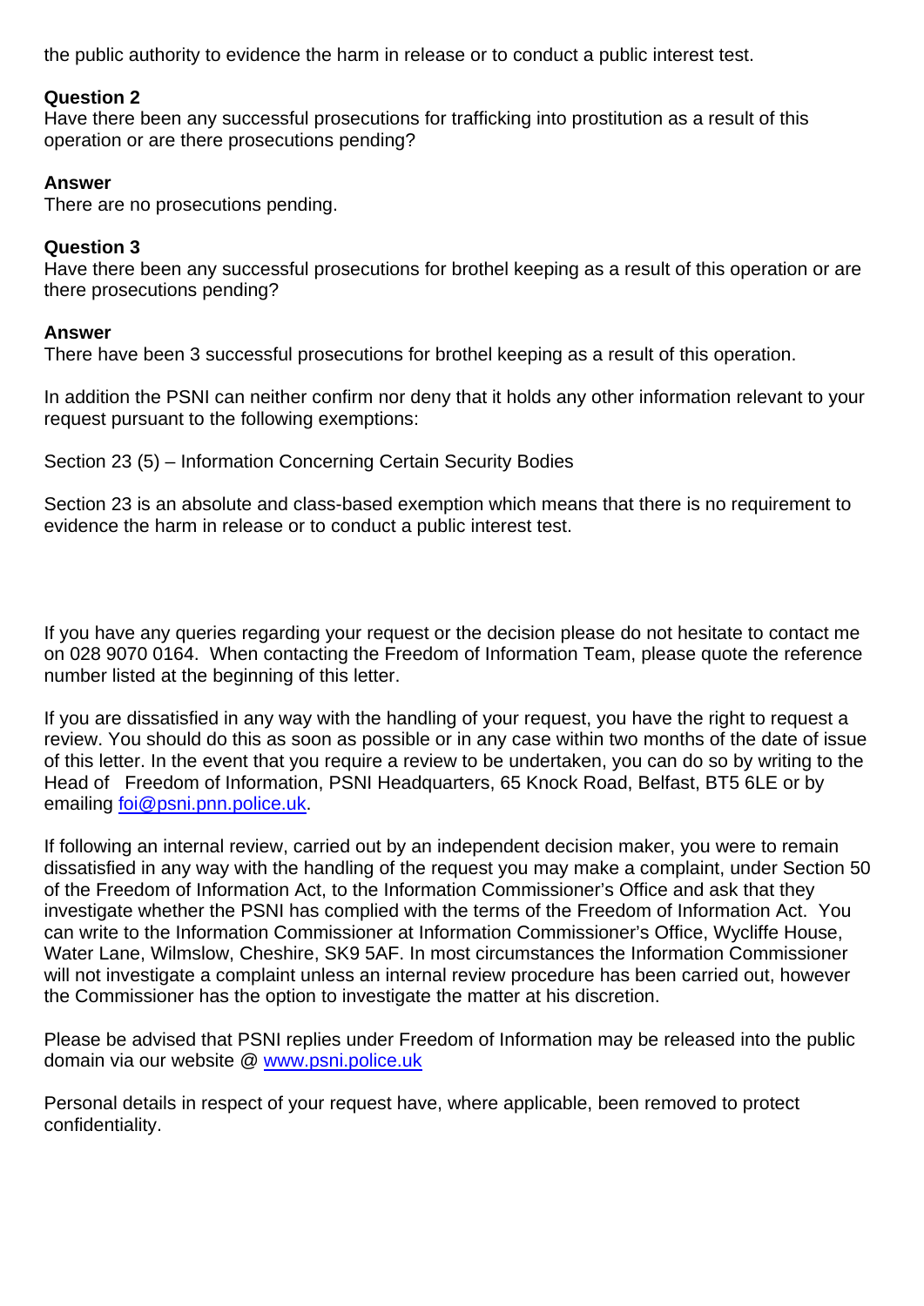the public authority to evidence the harm in release or to conduct a public interest test.

**Question 2**
Have there been any successful prosecutions for trafficking into prostitution as a result of this operation or are there prosecutions pending?

**Answer**
There are no prosecutions pending.

**Question 3**
Have there been any successful prosecutions for brothel keeping as a result of this operation or are there prosecutions pending?

**Answer**
There have been 3 successful prosecutions for brothel keeping as a result of this operation.

In addition the PSNI can neither confirm nor deny that it holds any other information relevant to your request pursuant to the following exemptions:

Section 23 (5) – Information Concerning Certain Security Bodies

Section 23 is an absolute and class-based exemption which means that there is no requirement to evidence the harm in release or to conduct a public interest test.

If you have any queries regarding your request or the decision please do not hesitate to contact me on 028 9070 0164. When contacting the Freedom of Information Team, please quote the reference number listed at the beginning of this letter.

If you are dissatisfied in any way with the handling of your request, you have the right to request a review. You should do this as soon as possible or in any case within two months of the date of issue of this letter. In the event that you require a review to be undertaken, you can do so by writing to the Head of Freedom of Information, PSNI Headquarters, 65 Knock Road, Belfast, BT5 6LE or by emailing [foi@psni.pnn.police.uk](mailto:foi@psni.pnn.police.uk).

If following an internal review, carried out by an independent decision maker, you were to remain dissatisfied in any way with the handling of the request you may make a complaint, under Section 50 of the Freedom of Information Act, to the Information Commissioner's Office and ask that they investigate whether the PSNI has complied with the terms of the Freedom of Information Act. You can write to the Information Commissioner at Information Commissioner's Office, Wycliffe House, Water Lane, Wilmslow, Cheshire, SK9 5AF. In most circumstances the Information Commissioner will not investigate a complaint unless an internal review procedure has been carried out, however the Commissioner has the option to investigate the matter at his discretion.

Please be advised that PSNI replies under Freedom of Information may be released into the public domain via our website @ [www.psni.police.uk](http://www.psni.police.uk)

Personal details in respect of your request have, where applicable, been removed to protect confidentiality.